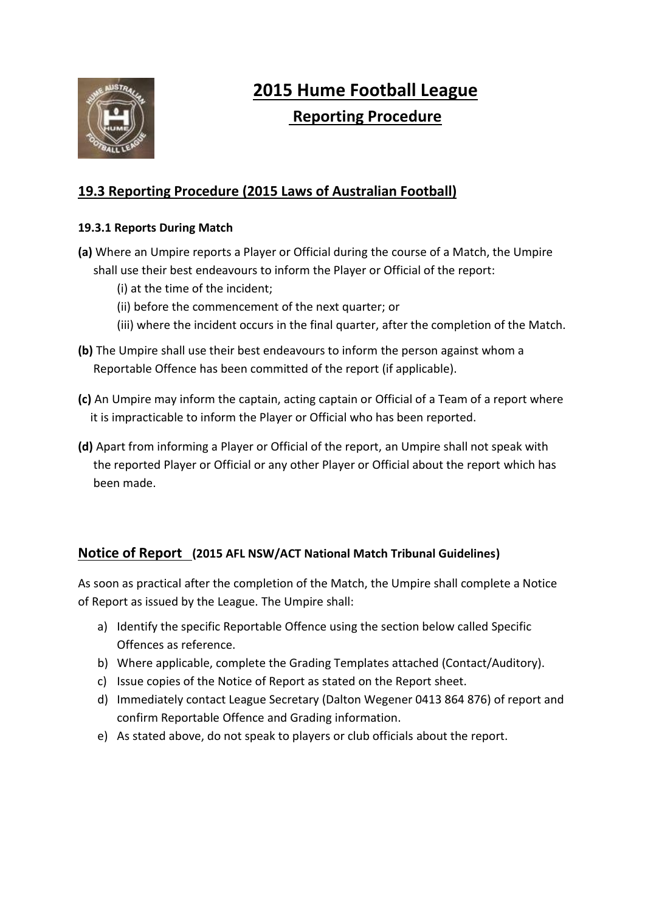# 2015 Hume Football League

## Reporting Procedure

## 19.3 Reporting Procedure (2015 Laws of Australian Football)

### 19.3.1 Reports During Match

**(a)** Where an Umpire reports a Player or Official during the course of a Match, the Umpire shall use their best endeavours to inform the Player or Official of the report:

(i) at the time of the incident;

(ii) before the commencement of the next quarter; or

(iii) where the incident occurs in the final quarter, after the completion of the Match.

**(b)** The Umpire shall use their best endeavours to inform the person against whom a Reportable Offence has been committed of the report (if applicable).

**(c)** An Umpire may inform the captain, acting captain or Official of a Team of a report where it is impracticable to inform the Player or Official who has been reported.

**(d)** Apart from informing a Player or Official of the report, an Umpire shall not speak with the reported Player or Official or any other Player or Official about the report which has been made.

## Notice of Report (2015 AFL NSW/ACT National Match Tribunal Guidelines)

As soon as practical after the completion of the Match, the Umpire shall complete a Notice of Report as issued by the League. The Umpire shall:

a) Identify the specific Reportable Offence using the section below called Specific Offences as reference.

b) Where applicable, complete the Grading Templates attached (Contact/Auditory).

c) Issue copies of the Notice of Report as stated on the Report sheet.

d) Immediately contact League Secretary (Dalton Wegener 0413 864 876) of report and confirm Reportable Offence and Grading information.

e) As stated above, do not speak to players or club officials about the report.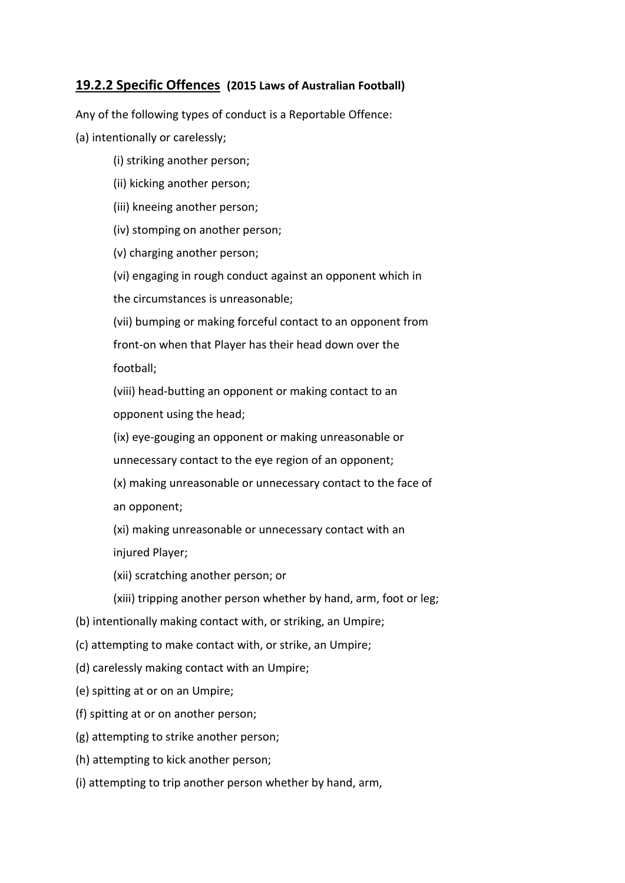## 19.2.2 Specific Offences (2015 Laws of Australian Football)

Any of the following types of conduct is a Reportable Offence:

(a) intentionally or carelessly;

- (i) striking another person;
- (ii) kicking another person;
- (iii) kneeing another person;
- (iv) stomping on another person;
- (v) charging another person;
- (vi) engaging in rough conduct against an opponent which in the circumstances is unreasonable;
- (vii) bumping or making forceful contact to an opponent from front-on when that Player has their head down over the football;
- (viii) head-butting an opponent or making contact to an opponent using the head;
- (ix) eye-gouging an opponent or making unreasonable or unnecessary contact to the eye region of an opponent;
- (x) making unreasonable or unnecessary contact to the face of an opponent;
- (xi) making unreasonable or unnecessary contact with an injured Player;
- (xii) scratching another person; or
- (xiii) tripping another person whether by hand, arm, foot or leg;

(b) intentionally making contact with, or striking, an Umpire;

(c) attempting to make contact with, or strike, an Umpire;

(d) carelessly making contact with an Umpire;

(e) spitting at or on an Umpire;

(f) spitting at or on another person;

(g) attempting to strike another person;

(h) attempting to kick another person;

(i) attempting to trip another person whether by hand, arm,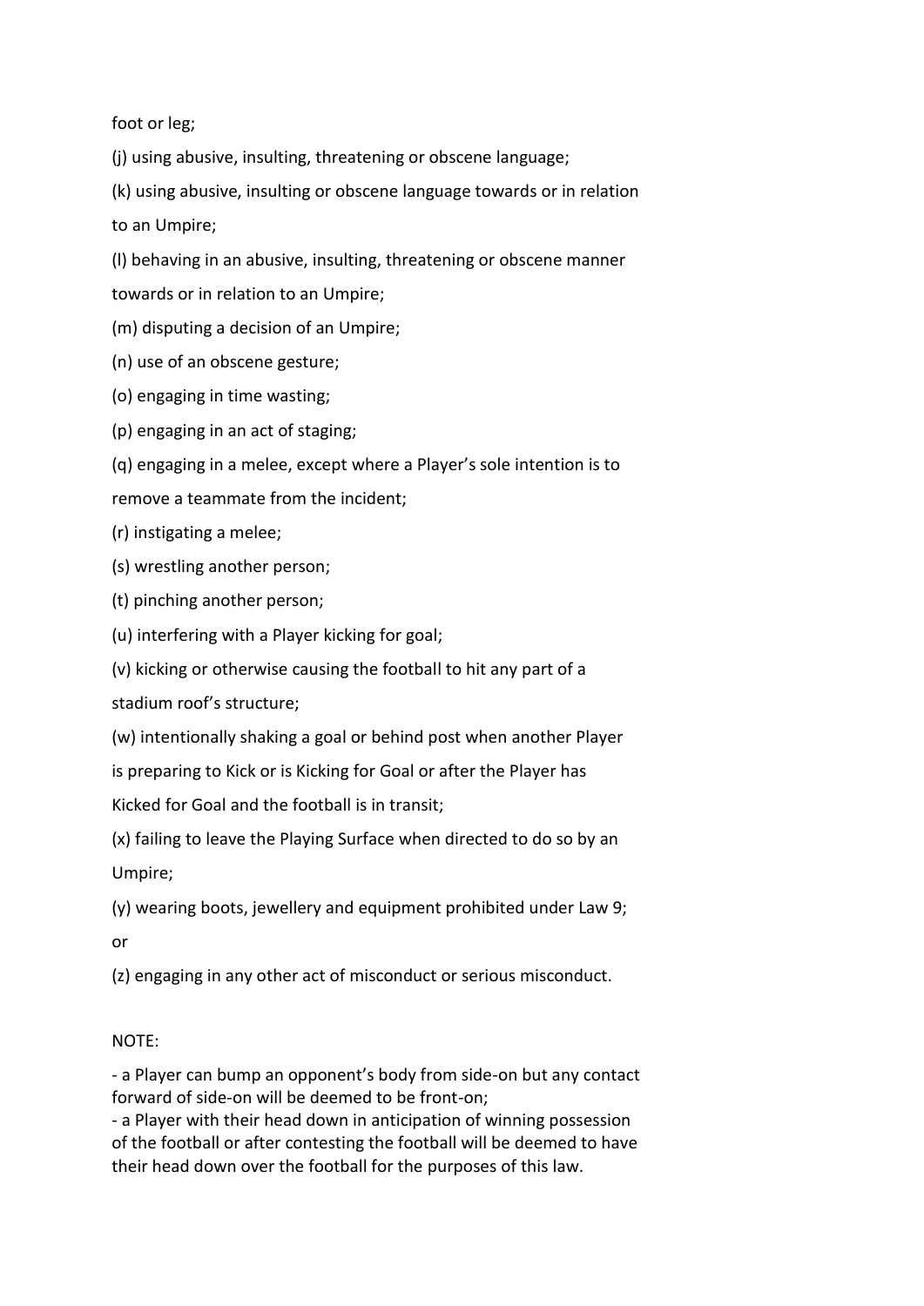foot or leg;

(j) using abusive, insulting, threatening or obscene language;

(k) using abusive, insulting or obscene language towards or in relation to an Umpire;

(l) behaving in an abusive, insulting, threatening or obscene manner towards or in relation to an Umpire;

(m) disputing a decision of an Umpire;

(n) use of an obscene gesture;

(o) engaging in time wasting;

(p) engaging in an act of staging;

(q) engaging in a melee, except where a Player's sole intention is to remove a teammate from the incident;

(r) instigating a melee;

(s) wrestling another person;

(t) pinching another person;

(u) interfering with a Player kicking for goal;

(v) kicking or otherwise causing the football to hit any part of a stadium roof's structure;

(w) intentionally shaking a goal or behind post when another Player is preparing to Kick or is Kicking for Goal or after the Player has Kicked for Goal and the football is in transit;

(x) failing to leave the Playing Surface when directed to do so by an Umpire;

(y) wearing boots, jewellery and equipment prohibited under Law 9; or

(z) engaging in any other act of misconduct or serious misconduct.

NOTE:

- a Player can bump an opponent's body from side-on but any contact forward of side-on will be deemed to be front-on;
- a Player with their head down in anticipation of winning possession of the football or after contesting the football will be deemed to have their head down over the football for the purposes of this law.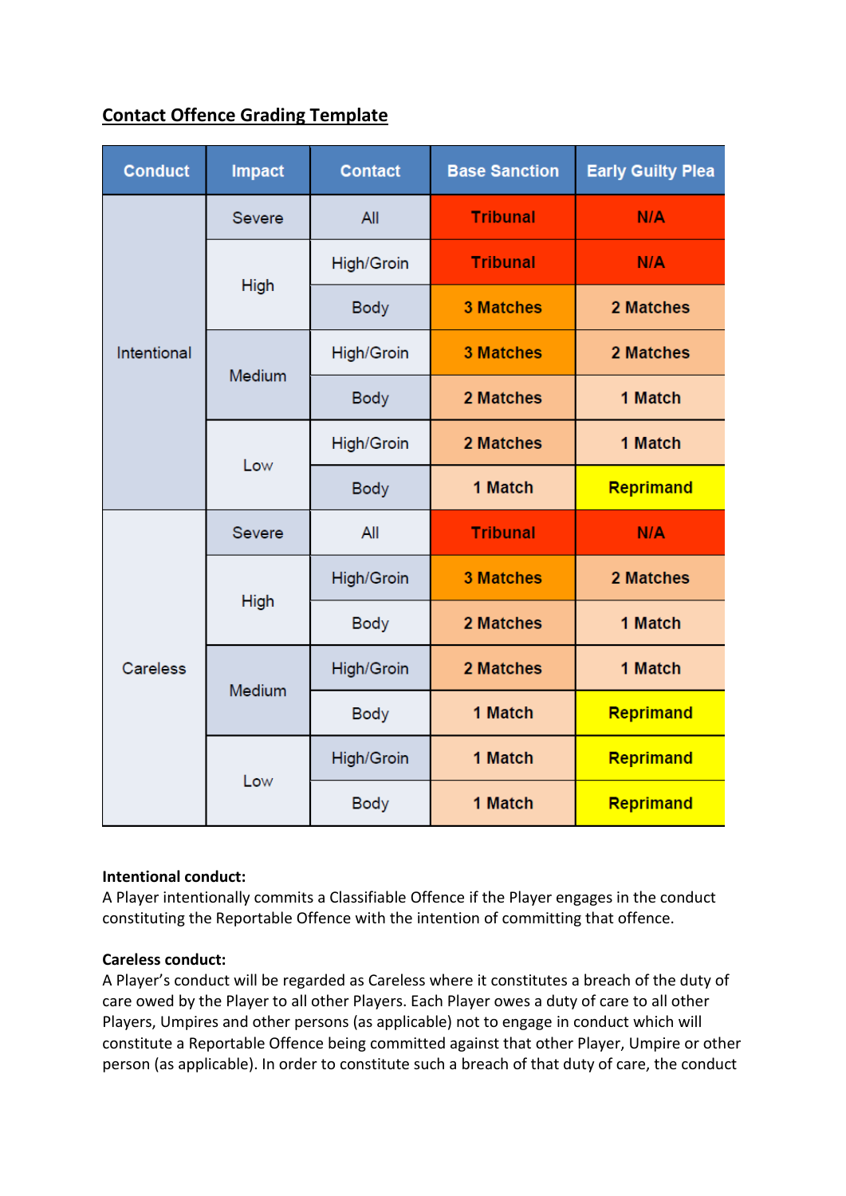## Contact Offence Grading Template

| Conduct | Impact | Contact | Base Sanction | Early Guilty Plea |
|---|---|---|---|---|
| Intentional | Severe | All | Tribunal | N/A |
| | High | High/Groin | Tribunal | N/A |
| | | Body | 3 Matches | 2 Matches |
| | Medium | High/Groin | 3 Matches | 2 Matches |
| | | Body | 2 Matches | 1 Match |
| | Low | High/Groin | 2 Matches | 1 Match |
| | | Body | 1 Match | Reprimand |
| Careless | Severe | All | Tribunal | N/A |
| | High | High/Groin | 3 Matches | 2 Matches |
| | | Body | 2 Matches | 1 Match |
| | Medium | High/Groin | 2 Matches | 1 Match |
| | | Body | 1 Match | Reprimand |
| | Low | High/Groin | 1 Match | Reprimand |
| | | Body | 1 Match | Reprimand |

**Intentional conduct:**
A Player intentionally commits a Classifiable Offence if the Player engages in the conduct constituting the Reportable Offence with the intention of committing that offence.

**Careless conduct:**
A Player's conduct will be regarded as Careless where it constitutes a breach of the duty of care owed by the Player to all other Players. Each Player owes a duty of care to all other Players, Umpires and other persons (as applicable) not to engage in conduct which will constitute a Reportable Offence being committed against that other Player, Umpire or other person (as applicable). In order to constitute such a breach of that duty of care, the conduct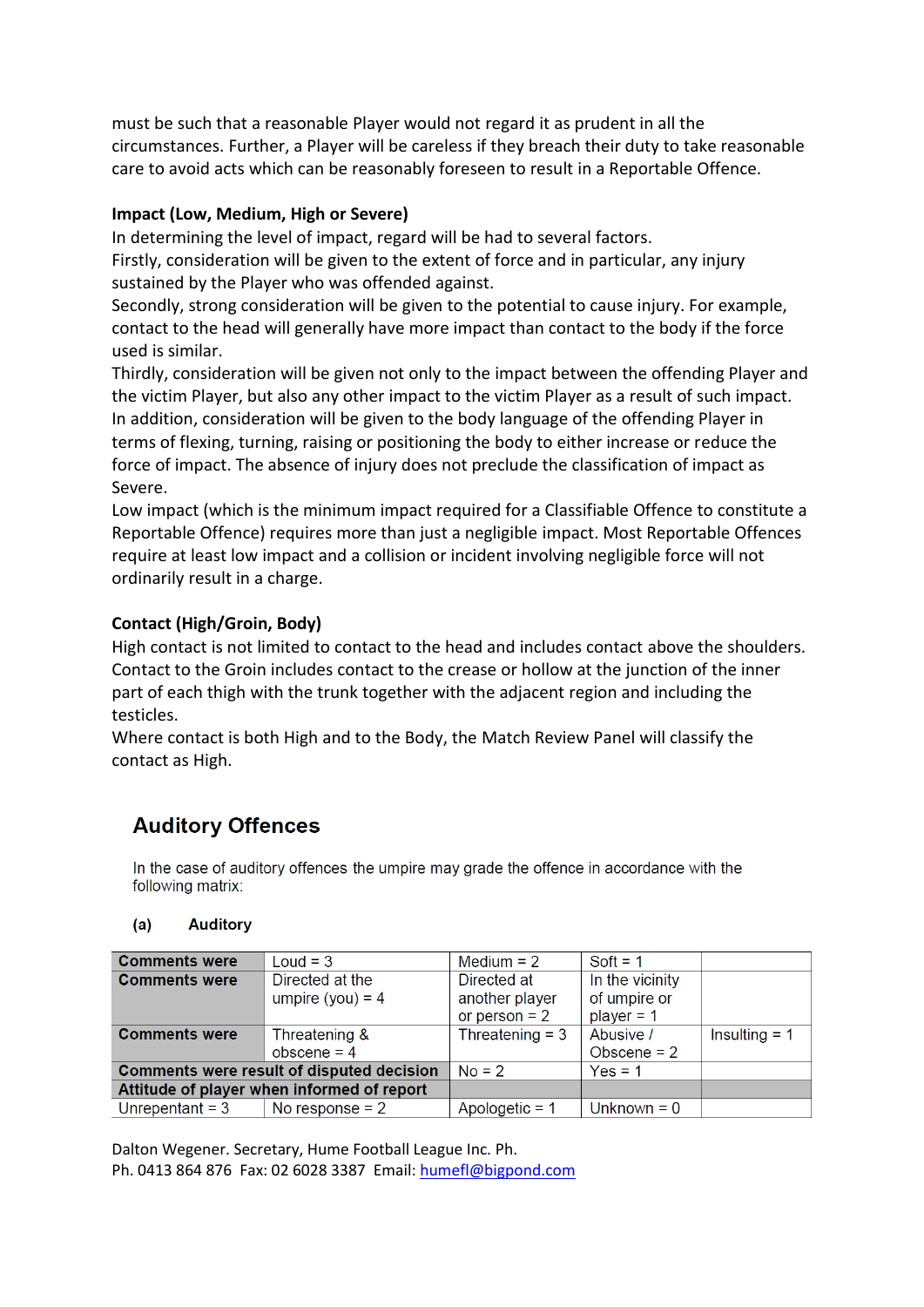must be such that a reasonable Player would not regard it as prudent in all the circumstances. Further, a Player will be careless if they breach their duty to take reasonable care to avoid acts which can be reasonably foreseen to result in a Reportable Offence.

**Impact (Low, Medium, High or Severe)**

In determining the level of impact, regard will be had to several factors.
Firstly, consideration will be given to the extent of force and in particular, any injury sustained by the Player who was offended against.
Secondly, strong consideration will be given to the potential to cause injury. For example, contact to the head will generally have more impact than contact to the body if the force used is similar.
Thirdly, consideration will be given not only to the impact between the offending Player and the victim Player, but also any other impact to the victim Player as a result of such impact.
In addition, consideration will be given to the body language of the offending Player in terms of flexing, turning, raising or positioning the body to either increase or reduce the force of impact. The absence of injury does not preclude the classification of impact as Severe.
Low impact (which is the minimum impact required for a Classifiable Offence to constitute a Reportable Offence) requires more than just a negligible impact. Most Reportable Offences require at least low impact and a collision or incident involving negligible force will not ordinarily result in a charge.

**Contact (High/Groin, Body)**

High contact is not limited to contact to the head and includes contact above the shoulders.
Contact to the Groin includes contact to the crease or hollow at the junction of the inner part of each thigh with the trunk together with the adjacent region and including the testicles.
Where contact is both High and to the Body, the Match Review Panel will classify the contact as High.

## Auditory Offences

In the case of auditory offences the umpire may grade the offence in accordance with the following matrix:

**(a) Auditory**

| | | | | |
|---|---|---|---|---|
| **Comments were** | Loud = 3 | Medium = 2 | Soft = 1 | |
| **Comments were** | Directed at the umpire (you) = 4 | Directed at another player or person = 2 | In the vicinity of umpire or player = 1 | |
| **Comments were** | Threatening & obscene = 4 | Threatening = 3 | Abusive / Obscene = 2 | Insulting = 1 |
| **Comments were result of disputed decision** | | No = 2 | Yes = 1 | |
| **Attitude of player when informed of report** | | | | |
| Unrepentant = 3 | No response = 2 | Apologetic = 1 | Unknown = 0 | |

Dalton Wegener. Secretary, Hume Football League Inc. Ph.
Ph. 0413 864 876 Fax: 02 6028 3387 Email: humefl@bigpond.com